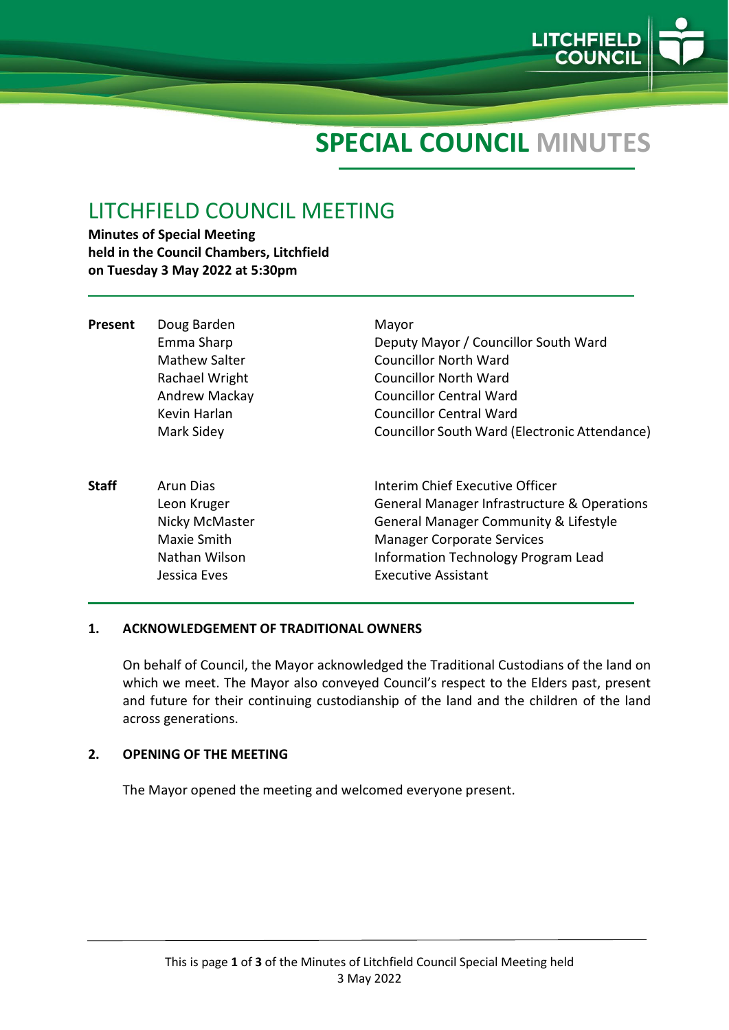# SPECIAL COUNCIL MINUTES

## LITCHFIELD COUNCIL MEETING

**Minutes of Special Meeting**
**held in the Council Chambers, Litchfield**
**on Tuesday 3 May 2022 at 5:30pm**

| | | |
|---|---|---|
| **Present** | Doug Barden | Mayor |
| | Emma Sharp | Deputy Mayor / Councillor South Ward |
| | Mathew Salter | Councillor North Ward |
| | Rachael Wright | Councillor North Ward |
| | Andrew Mackay | Councillor Central Ward |
| | Kevin Harlan | Councillor Central Ward |
| | Mark Sidey | Councillor South Ward (Electronic Attendance) |
| **Staff** | Arun Dias | Interim Chief Executive Officer |
| | Leon Kruger | General Manager Infrastructure & Operations |
| | Nicky McMaster | General Manager Community & Lifestyle |
| | Maxie Smith | Manager Corporate Services |
| | Nathan Wilson | Information Technology Program Lead |
| | Jessica Eves | Executive Assistant |

### 1. ACKNOWLEDGEMENT OF TRADITIONAL OWNERS

On behalf of Council, the Mayor acknowledged the Traditional Custodians of the land on which we meet. The Mayor also conveyed Council's respect to the Elders past, present and future for their continuing custodianship of the land and the children of the land across generations.

### 2. OPENING OF THE MEETING

The Mayor opened the meeting and welcomed everyone present.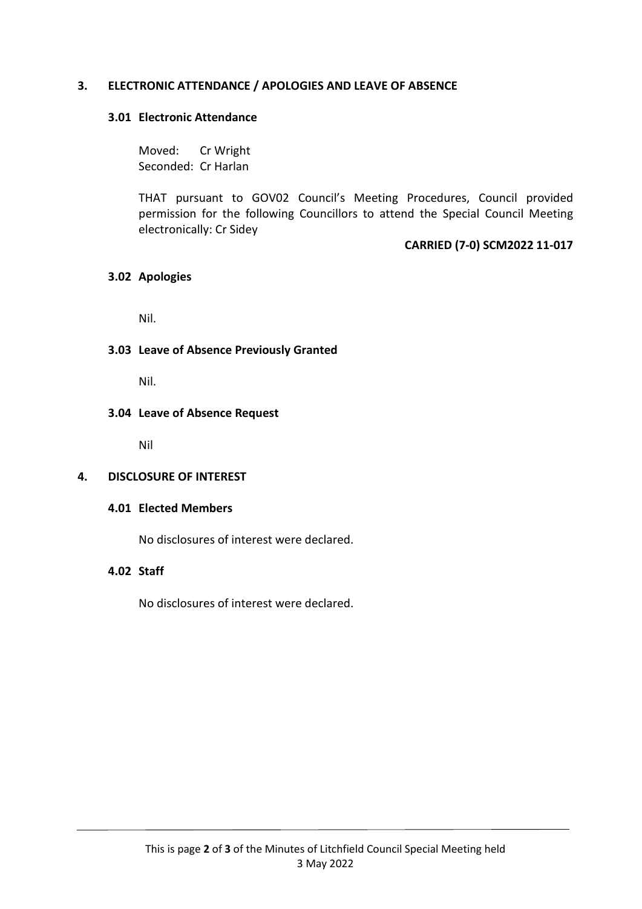## 3. ELECTRONIC ATTENDANCE / APOLOGIES AND LEAVE OF ABSENCE

### 3.01 Electronic Attendance

Moved: Cr Wright
Seconded: Cr Harlan

THAT pursuant to GOV02 Council's Meeting Procedures, Council provided permission for the following Councillors to attend the Special Council Meeting electronically: Cr Sidey

**CARRIED (7-0) SCM2022 11-017**

### 3.02 Apologies

Nil.

### 3.03 Leave of Absence Previously Granted

Nil.

### 3.04 Leave of Absence Request

Nil

## 4. DISCLOSURE OF INTEREST

### 4.01 Elected Members

No disclosures of interest were declared.

### 4.02 Staff

No disclosures of interest were declared.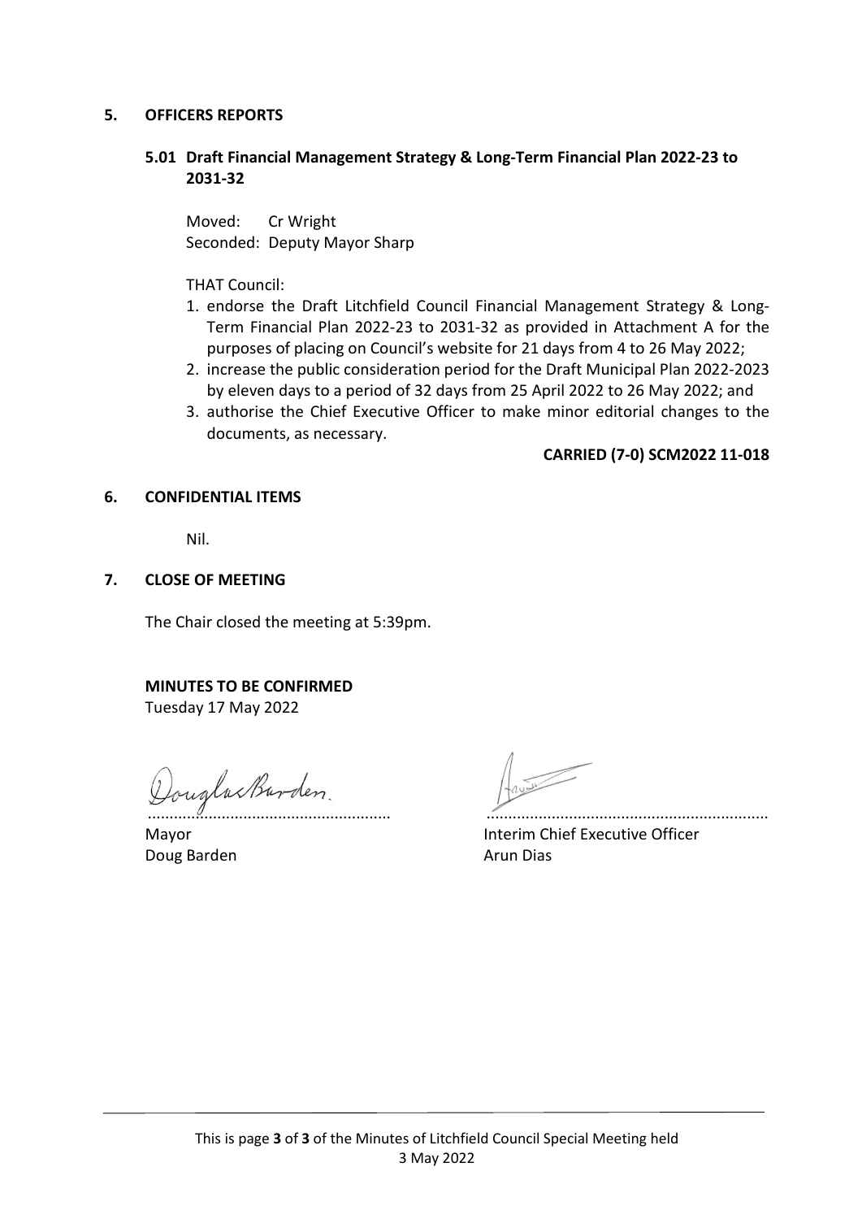## 5. OFFICERS REPORTS

### 5.01 Draft Financial Management Strategy & Long-Term Financial Plan 2022-23 to 2031-32

Moved: Cr Wright
Seconded: Deputy Mayor Sharp

THAT Council:

1. endorse the Draft Litchfield Council Financial Management Strategy & Long-Term Financial Plan 2022-23 to 2031-32 as provided in Attachment A for the purposes of placing on Council's website for 21 days from 4 to 26 May 2022;
2. increase the public consideration period for the Draft Municipal Plan 2022-2023 by eleven days to a period of 32 days from 25 April 2022 to 26 May 2022; and
3. authorise the Chief Executive Officer to make minor editorial changes to the documents, as necessary.

**CARRIED (7-0) SCM2022 11-018**

## 6. CONFIDENTIAL ITEMS

Nil.

## 7. CLOSE OF MEETING

The Chair closed the meeting at 5:39pm.

**MINUTES TO BE CONFIRMED**
Tuesday 17 May 2022

.......................................................
Mayor
Doug Barden

................................................................
Interim Chief Executive Officer
Arun Dias